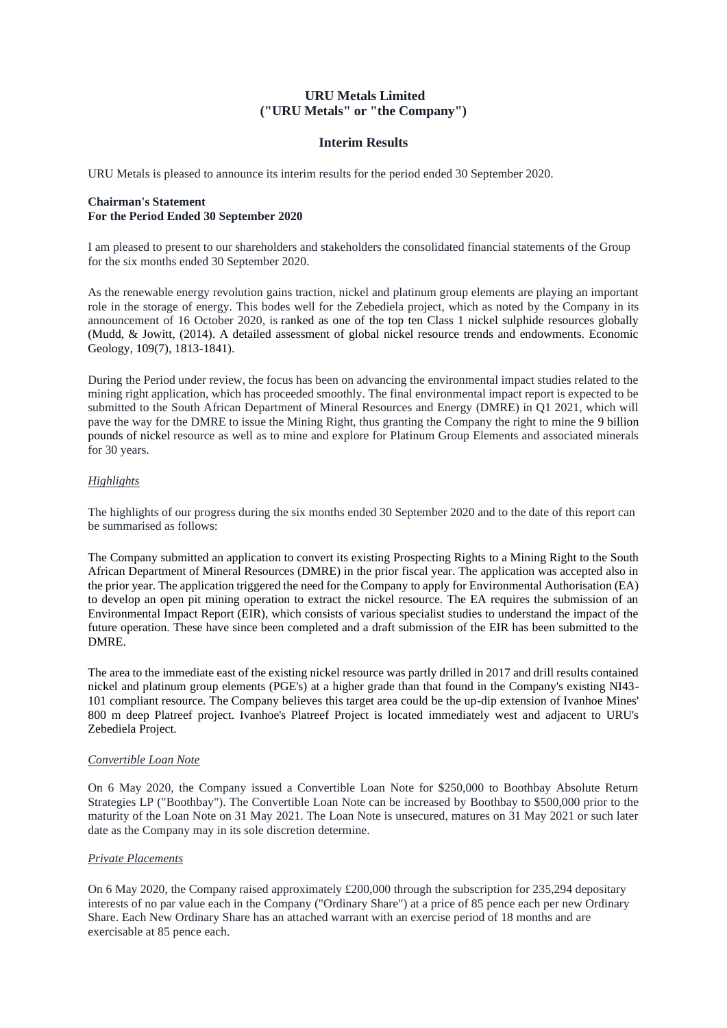# URU Metals Limited
# ("URU Metals" or "the Company")

## Interim Results

URU Metals is pleased to announce its interim results for the period ended 30 September 2020.

**Chairman's Statement**
**For the Period Ended 30 September 2020**

I am pleased to present to our shareholders and stakeholders the consolidated financial statements of the Group for the six months ended 30 September 2020.

As the renewable energy revolution gains traction, nickel and platinum group elements are playing an important role in the storage of energy. This bodes well for the Zebediela project, which as noted by the Company in its announcement of 16 October 2020, is ranked as one of the top ten Class 1 nickel sulphide resources globally (Mudd, & Jowitt, (2014). A detailed assessment of global nickel resource trends and endowments. Economic Geology, 109(7), 1813-1841).

During the Period under review, the focus has been on advancing the environmental impact studies related to the mining right application, which has proceeded smoothly. The final environmental impact report is expected to be submitted to the South African Department of Mineral Resources and Energy (DMRE) in Q1 2021, which will pave the way for the DMRE to issue the Mining Right, thus granting the Company the right to mine the 9 billion pounds of nickel resource as well as to mine and explore for Platinum Group Elements and associated minerals for 30 years.

*Highlights*

The highlights of our progress during the six months ended 30 September 2020 and to the date of this report can be summarised as follows:

The Company submitted an application to convert its existing Prospecting Rights to a Mining Right to the South African Department of Mineral Resources (DMRE) in the prior fiscal year. The application was accepted also in the prior year. The application triggered the need for the Company to apply for Environmental Authorisation (EA) to develop an open pit mining operation to extract the nickel resource. The EA requires the submission of an Environmental Impact Report (EIR), which consists of various specialist studies to understand the impact of the future operation. These have since been completed and a draft submission of the EIR has been submitted to the DMRE.

The area to the immediate east of the existing nickel resource was partly drilled in 2017 and drill results contained nickel and platinum group elements (PGE's) at a higher grade than that found in the Company's existing NI43-101 compliant resource. The Company believes this target area could be the up-dip extension of Ivanhoe Mines' 800 m deep Platreef project. Ivanhoe's Platreef Project is located immediately west and adjacent to URU's Zebediela Project.

*Convertible Loan Note*

On 6 May 2020, the Company issued a Convertible Loan Note for $250,000 to Boothbay Absolute Return Strategies LP ("Boothbay"). The Convertible Loan Note can be increased by Boothbay to $500,000 prior to the maturity of the Loan Note on 31 May 2021. The Loan Note is unsecured, matures on 31 May 2021 or such later date as the Company may in its sole discretion determine.

*Private Placements*

On 6 May 2020, the Company raised approximately £200,000 through the subscription for 235,294 depositary interests of no par value each in the Company ("Ordinary Share") at a price of 85 pence each per new Ordinary Share. Each New Ordinary Share has an attached warrant with an exercise period of 18 months and are exercisable at 85 pence each.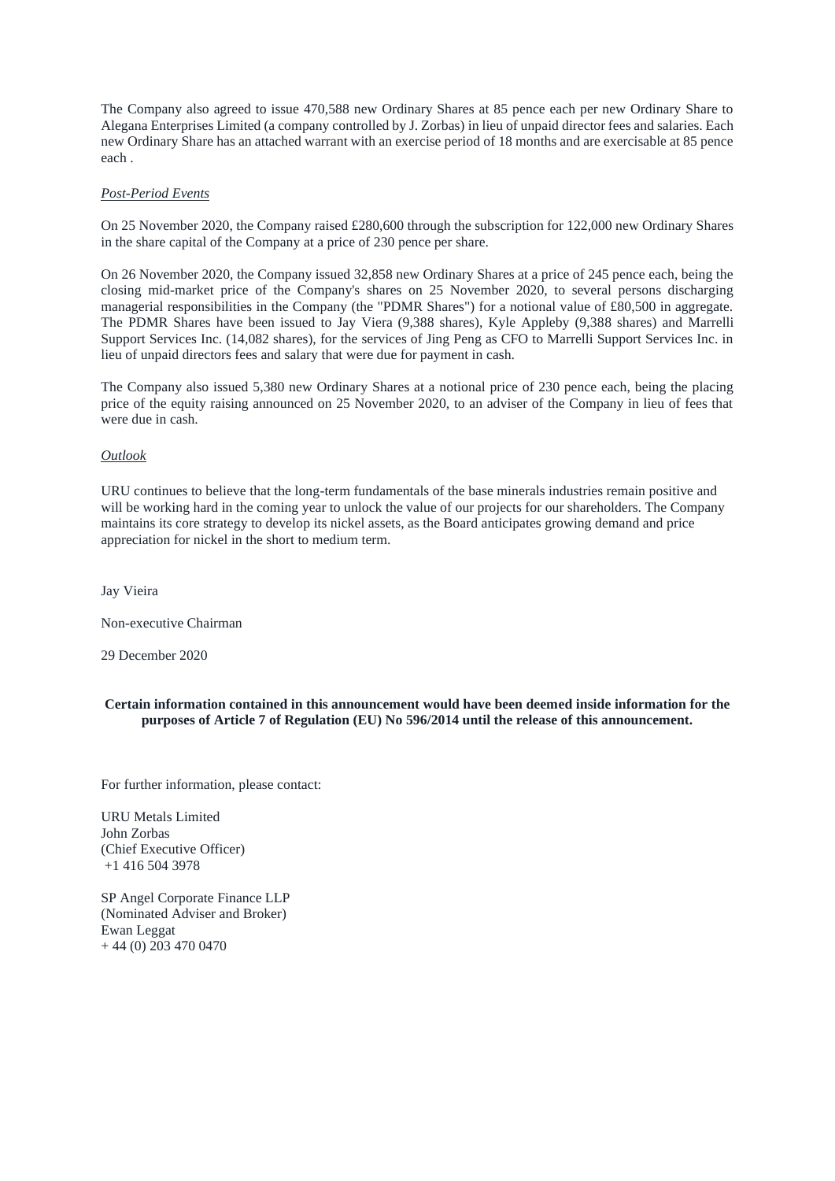The Company also agreed to issue 470,588 new Ordinary Shares at 85 pence each per new Ordinary Share to Alegana Enterprises Limited (a company controlled by J. Zorbas) in lieu of unpaid director fees and salaries. Each new Ordinary Share has an attached warrant with an exercise period of 18 months and are exercisable at 85 pence each .

*Post-Period Events*

On 25 November 2020, the Company raised £280,600 through the subscription for 122,000 new Ordinary Shares in the share capital of the Company at a price of 230 pence per share.

On 26 November 2020, the Company issued 32,858 new Ordinary Shares at a price of 245 pence each, being the closing mid-market price of the Company's shares on 25 November 2020, to several persons discharging managerial responsibilities in the Company (the "PDMR Shares") for a notional value of £80,500 in aggregate. The PDMR Shares have been issued to Jay Viera (9,388 shares), Kyle Appleby (9,388 shares) and Marrelli Support Services Inc. (14,082 shares), for the services of Jing Peng as CFO to Marrelli Support Services Inc. in lieu of unpaid directors fees and salary that were due for payment in cash.

The Company also issued 5,380 new Ordinary Shares at a notional price of 230 pence each, being the placing price of the equity raising announced on 25 November 2020, to an adviser of the Company in lieu of fees that were due in cash.

*Outlook*

URU continues to believe that the long-term fundamentals of the base minerals industries remain positive and will be working hard in the coming year to unlock the value of our projects for our shareholders. The Company maintains its core strategy to develop its nickel assets, as the Board anticipates growing demand and price appreciation for nickel in the short to medium term.

Jay Vieira

Non-executive Chairman

29 December 2020

**Certain information contained in this announcement would have been deemed inside information for the purposes of Article 7 of Regulation (EU) No 596/2014 until the release of this announcement.**

For further information, please contact:

URU Metals Limited
John Zorbas
(Chief Executive Officer)
+1 416 504 3978

SP Angel Corporate Finance LLP
(Nominated Adviser and Broker)
Ewan Leggat
+ 44 (0) 203 470 0470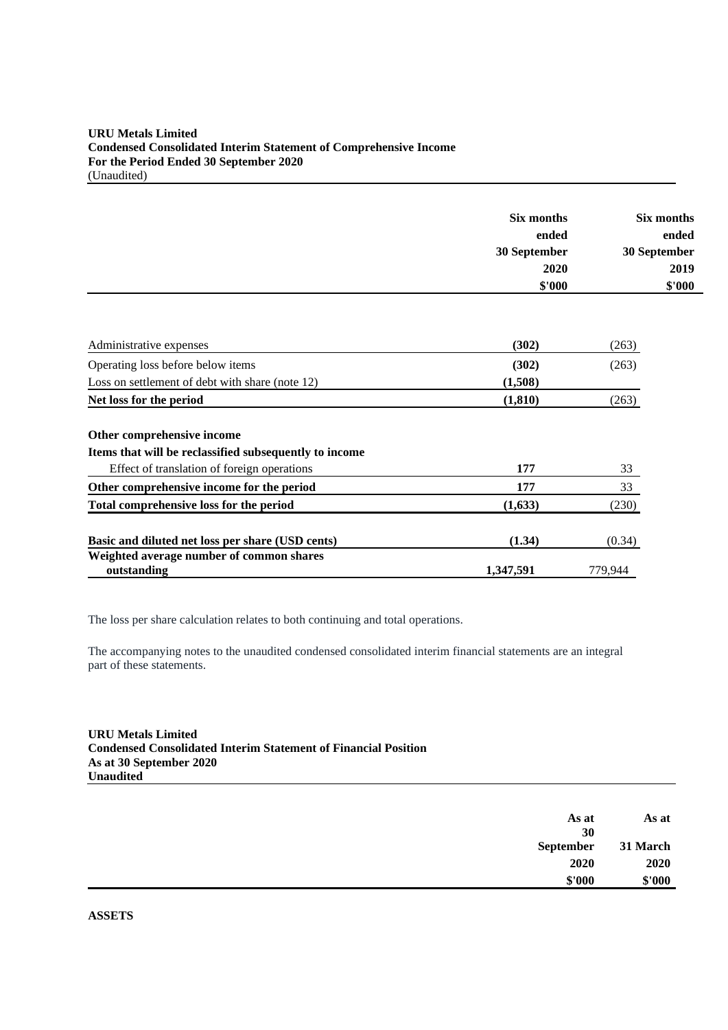**URU Metals Limited**
**Condensed Consolidated Interim Statement of Comprehensive Income**
**For the Period Ended 30 September 2020**
(Unaudited)

| | **Six months ended 30 September 2020 $'000** | **Six months ended 30 September 2019 $'000** |
|---|---|---|
| Administrative expenses | **(302)** | (263) |
| Operating loss before below items | **(302)** | (263) |
| Loss on settlement of debt with share (note 12) | **(1,508)** | |
| **Net loss for the period** | **(1,810)** | (263) |
| **Other comprehensive income** | | |
| **Items that will be reclassified subsequently to income** | | |
| Effect of translation of foreign operations | **177** | 33 |
| **Other comprehensive income for the period** | **177** | 33 |
| **Total comprehensive loss for the period** | **(1,633)** | (230) |
| **Basic and diluted net loss per share (USD cents)** | **(1.34)** | (0.34) |
| **Weighted average number of common shares outstanding** | **1,347,591** | 779,944 |

The loss per share calculation relates to both continuing and total operations.

The accompanying notes to the unaudited condensed consolidated interim financial statements are an integral part of these statements.

**URU Metals Limited**
**Condensed Consolidated Interim Statement of Financial Position**
**As at 30 September 2020**
**Unaudited**

| | **As at 30 September 2020 $'000** | **As at 31 March 2020 $'000** |
|---|---|---|
| **ASSETS** | | |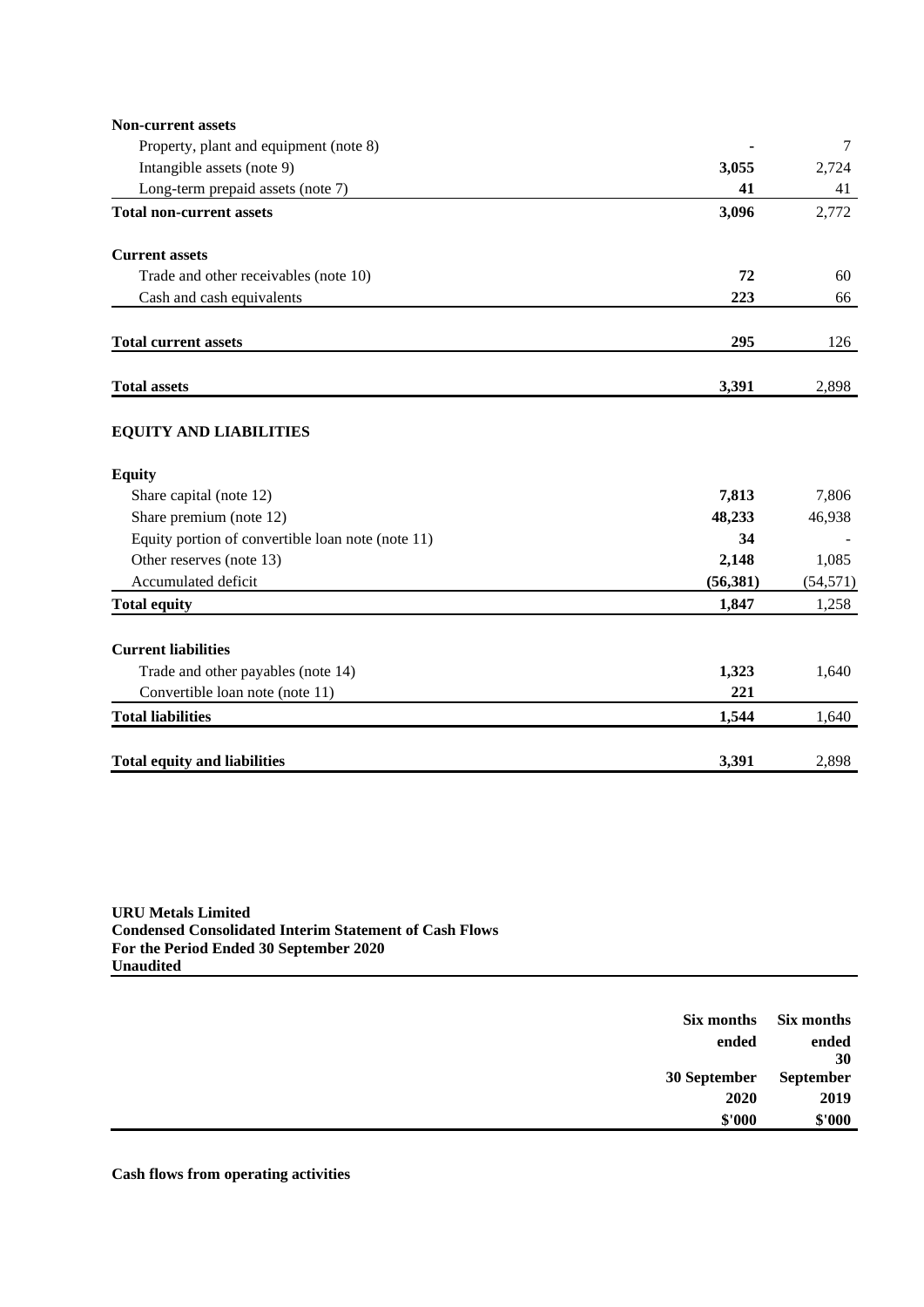| | | |
|---|---|---|
| **Non-current assets** | | |
| Property, plant and equipment (note 8) | **-** | 7 |
| Intangible assets (note 9) | **3,055** | 2,724 |
| Long-term prepaid assets (note 7) | **41** | 41 |
| **Total non-current assets** | **3,096** | 2,772 |
| **Current assets** | | |
| Trade and other receivables (note 10) | **72** | 60 |
| Cash and cash equivalents | **223** | 66 |
| **Total current assets** | **295** | 126 |
| **Total assets** | **3,391** | 2,898 |
| **EQUITY AND LIABILITIES** | | |
| **Equity** | | |
| Share capital (note 12) | **7,813** | 7,806 |
| Share premium (note 12) | **48,233** | 46,938 |
| Equity portion of convertible loan note (note 11) | **34** | - |
| Other reserves (note 13) | **2,148** | 1,085 |
| Accumulated deficit | **(56,381)** | (54,571) |
| **Total equity** | **1,847** | 1,258 |
| **Current liabilities** | | |
| Trade and other payables (note 14) | **1,323** | 1,640 |
| Convertible loan note (note 11) | **221** | |
| **Total liabilities** | **1,544** | 1,640 |
| **Total equity and liabilities** | **3,391** | 2,898 |

**URU Metals Limited**
**Condensed Consolidated Interim Statement of Cash Flows**
**For the Period Ended 30 September 2020**
**Unaudited**

| | Six months ended 30 September 2020 $'000 | Six months ended 30 September 2019 $'000 |
|---|---|---|
| **Cash flows from operating activities** | | |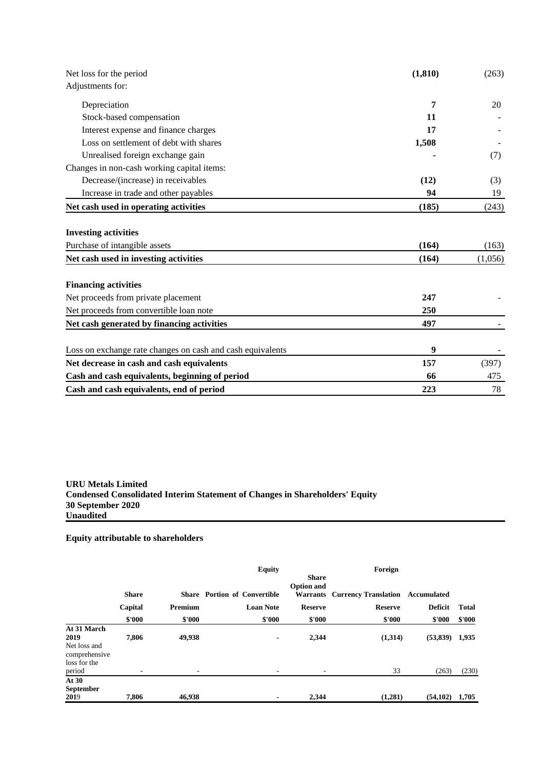| | | |
|---|---|---|
| Net loss for the period | **(1,810)** | (263) |
| Adjustments for: | | |
| Depreciation | **7** | 20 |
| Stock-based compensation | **11** | - |
| Interest expense and finance charges | **17** | - |
| Loss on settlement of debt with shares | **1,508** | - |
| Unrealised foreign exchange gain | **-** | (7) |
| Changes in non-cash working capital items: | | |
| Decrease/(increase) in receivables | **(12)** | (3) |
| Increase in trade and other payables | **94** | 19 |
| **Net cash used in operating activities** | **(185)** | (243) |
| | | |
| **Investing activities** | | |
| Purchase of intangible assets | **(164)** | (163) |
| **Net cash used in investing activities** | **(164)** | (1,056) |
| | | |
| **Financing activities** | | |
| Net proceeds from private placement | **247** | - |
| Net proceeds from convertible loan note | **250** | |
| **Net cash generated by financing activities** | **497** | - |
| | | |
| Loss on exchange rate changes on cash and cash equivalents | **9** | - |
| **Net decrease in cash and cash equivalents** | **157** | (397) |
| **Cash and cash equivalents, beginning of period** | **66** | 475 |
| **Cash and cash equivalents, end of period** | **223** | 78 |

**URU Metals Limited**
**Condensed Consolidated Interim Statement of Changes in Shareholders' Equity**
**30 September 2020**
**Unaudited**

**Equity attributable to shareholders**

| | Share Capital | Share Premium | Equity Portion of Convertible Loan Note | Share Option and Warrants Reserve | Foreign Currency Translation Reserve | Accumulated Deficit | Total |
|---|---|---|---|---|---|---|---|
| | $'000 | $'000 | $'000 | $'000 | $'000 | $'000 | $'000 |
| **At 31 March 2019** | **7,806** | **49,938** | **-** | **2,344** | **(1,314)** | **(53,839)** | **1,935** |
| Net loss and comprehensive loss for the period | - | - | - | - | 33 | (263) | (230) |
| **At 30 September 2019** | **7,806** | **46,938** | **-** | **2,344** | **(1,281)** | **(54,102)** | **1,705** |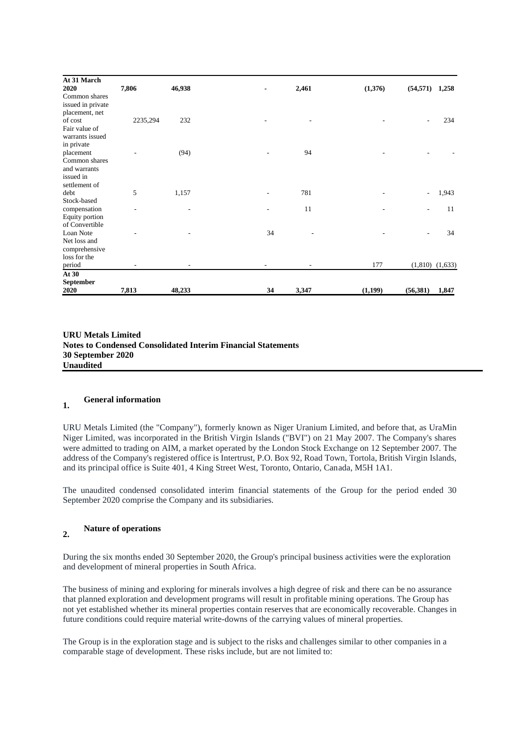| | | | | | | | |
|---|---|---|---|---|---|---|---|
| **At 31 March 2020** | **7,806** | **46,938** | **-** | **2,461** | **(1,376)** | **(54,571)** | **1,258** |
| Common shares issued in private placement, net of cost | 2235,294 | 232 | - | - | - | - | 234 |
| Fair value of warrants issued in private placement | - | (94) | - | 94 | - | - | - |
| Common shares and warrants issued in settlement of debt | 5 | 1,157 | - | 781 | - | - | 1,943 |
| Stock-based compensation | - | - | - | 11 | - | - | 11 |
| Equity portion of Convertible Loan Note | - | - | 34 | - | - | - | 34 |
| Net loss and comprehensive loss for the period | - | - | - | - | 177 | (1,810) | (1,633) |
| **At 30 September 2020** | **7,813** | **48,233** | **34** | **3,347** | **(1,199)** | **(56,381)** | **1,847** |

**URU Metals Limited**
**Notes to Condensed Consolidated Interim Financial Statements**
**30 September 2020**
**Unaudited**

## 1. General information

URU Metals Limited (the "Company"), formerly known as Niger Uranium Limited, and before that, as UraMin Niger Limited, was incorporated in the British Virgin Islands ("BVI") on 21 May 2007. The Company's shares were admitted to trading on AIM, a market operated by the London Stock Exchange on 12 September 2007. The address of the Company's registered office is Intertrust, P.O. Box 92, Road Town, Tortola, British Virgin Islands, and its principal office is Suite 401, 4 King Street West, Toronto, Ontario, Canada, M5H 1A1.

The unaudited condensed consolidated interim financial statements of the Group for the period ended 30 September 2020 comprise the Company and its subsidiaries.

## 2. Nature of operations

During the six months ended 30 September 2020, the Group's principal business activities were the exploration and development of mineral properties in South Africa.

The business of mining and exploring for minerals involves a high degree of risk and there can be no assurance that planned exploration and development programs will result in profitable mining operations. The Group has not yet established whether its mineral properties contain reserves that are economically recoverable. Changes in future conditions could require material write-downs of the carrying values of mineral properties.

The Group is in the exploration stage and is subject to the risks and challenges similar to other companies in a comparable stage of development. These risks include, but are not limited to: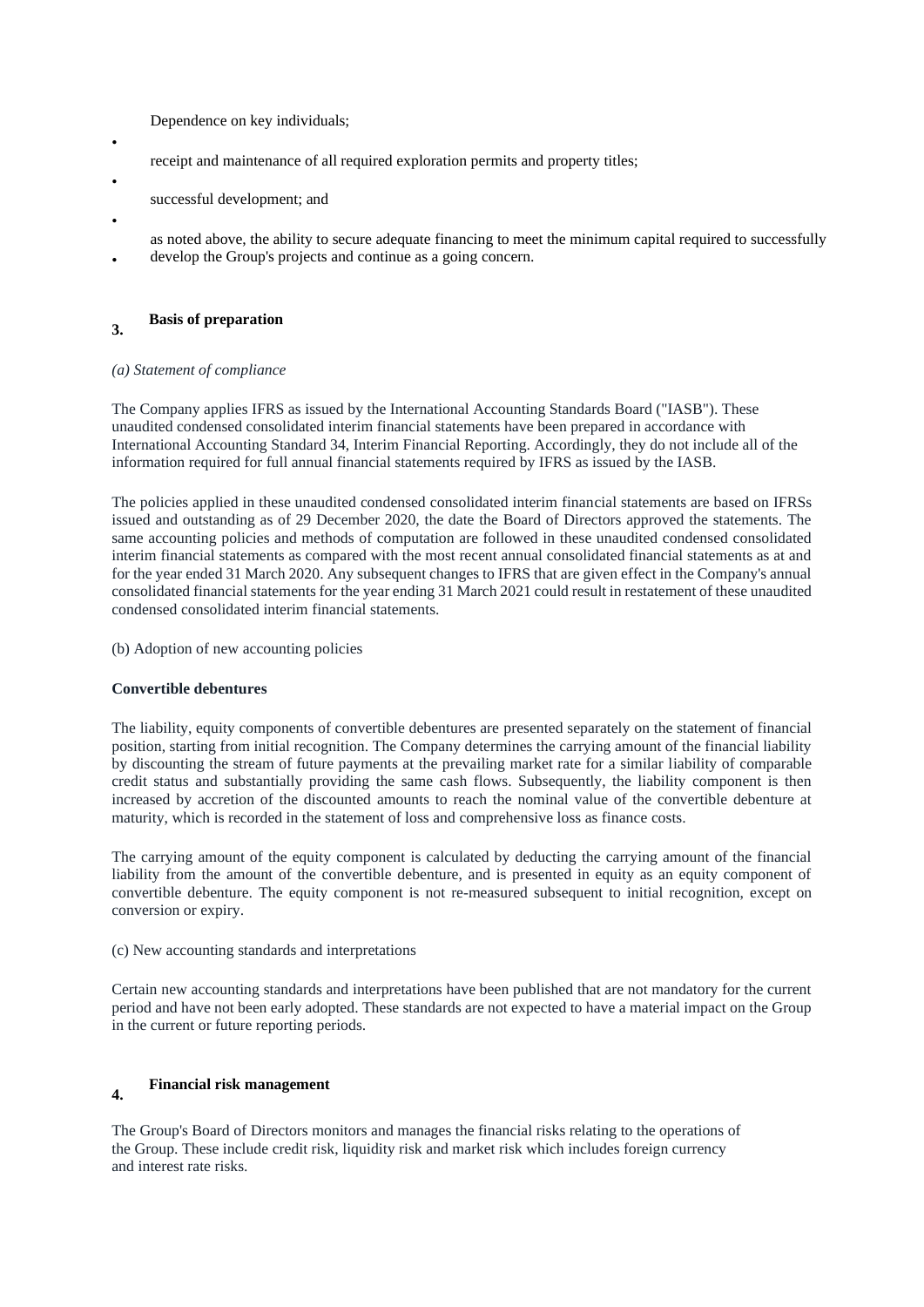- Dependence on key individuals;
- receipt and maintenance of all required exploration permits and property titles;
- successful development; and
- as noted above, the ability to secure adequate financing to meet the minimum capital required to successfully develop the Group's projects and continue as a going concern.

## 3. Basis of preparation

*(a) Statement of compliance*

The Company applies IFRS as issued by the International Accounting Standards Board ("IASB"). These unaudited condensed consolidated interim financial statements have been prepared in accordance with International Accounting Standard 34, Interim Financial Reporting. Accordingly, they do not include all of the information required for full annual financial statements required by IFRS as issued by the IASB.

The policies applied in these unaudited condensed consolidated interim financial statements are based on IFRSs issued and outstanding as of 29 December 2020, the date the Board of Directors approved the statements. The same accounting policies and methods of computation are followed in these unaudited condensed consolidated interim financial statements as compared with the most recent annual consolidated financial statements as at and for the year ended 31 March 2020. Any subsequent changes to IFRS that are given effect in the Company's annual consolidated financial statements for the year ending 31 March 2021 could result in restatement of these unaudited condensed consolidated interim financial statements.

(b) Adoption of new accounting policies

**Convertible debentures**

The liability, equity components of convertible debentures are presented separately on the statement of financial position, starting from initial recognition. The Company determines the carrying amount of the financial liability by discounting the stream of future payments at the prevailing market rate for a similar liability of comparable credit status and substantially providing the same cash flows. Subsequently, the liability component is then increased by accretion of the discounted amounts to reach the nominal value of the convertible debenture at maturity, which is recorded in the statement of loss and comprehensive loss as finance costs.

The carrying amount of the equity component is calculated by deducting the carrying amount of the financial liability from the amount of the convertible debenture, and is presented in equity as an equity component of convertible debenture. The equity component is not re-measured subsequent to initial recognition, except on conversion or expiry.

(c) New accounting standards and interpretations

Certain new accounting standards and interpretations have been published that are not mandatory for the current period and have not been early adopted. These standards are not expected to have a material impact on the Group in the current or future reporting periods.

## 4. Financial risk management

The Group's Board of Directors monitors and manages the financial risks relating to the operations of the Group. These include credit risk, liquidity risk and market risk which includes foreign currency and interest rate risks.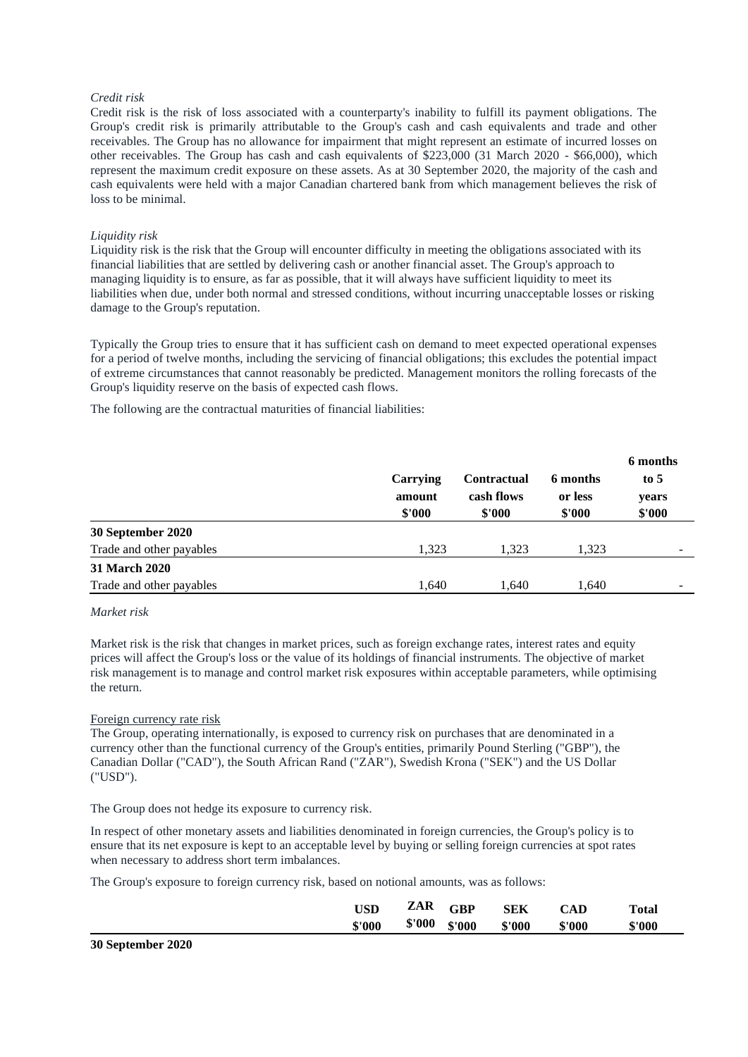*Credit risk*

Credit risk is the risk of loss associated with a counterparty's inability to fulfill its payment obligations. The Group's credit risk is primarily attributable to the Group's cash and cash equivalents and trade and other receivables. The Group has no allowance for impairment that might represent an estimate of incurred losses on other receivables. The Group has cash and cash equivalents of $223,000 (31 March 2020 - $66,000), which represent the maximum credit exposure on these assets. As at 30 September 2020, the majority of the cash and cash equivalents were held with a major Canadian chartered bank from which management believes the risk of loss to be minimal.

*Liquidity risk*

Liquidity risk is the risk that the Group will encounter difficulty in meeting the obligations associated with its financial liabilities that are settled by delivering cash or another financial asset. The Group's approach to managing liquidity is to ensure, as far as possible, that it will always have sufficient liquidity to meet its liabilities when due, under both normal and stressed conditions, without incurring unacceptable losses or risking damage to the Group's reputation.

Typically the Group tries to ensure that it has sufficient cash on demand to meet expected operational expenses for a period of twelve months, including the servicing of financial obligations; this excludes the potential impact of extreme circumstances that cannot reasonably be predicted. Management monitors the rolling forecasts of the Group's liquidity reserve on the basis of expected cash flows.

The following are the contractual maturities of financial liabilities:

| | Carrying amount $'000 | Contractual cash flows $'000 | 6 months or less $'000 | 6 months to 5 years $'000 |
|---|---|---|---|---|
| **30 September 2020** | | | | |
| Trade and other payables | 1,323 | 1,323 | 1,323 | - |
| **31 March 2020** | | | | |
| Trade and other payables | 1,640 | 1,640 | 1,640 | - |

*Market risk*

Market risk is the risk that changes in market prices, such as foreign exchange rates, interest rates and equity prices will affect the Group's loss or the value of its holdings of financial instruments. The objective of market risk management is to manage and control market risk exposures within acceptable parameters, while optimising the return.

Foreign currency rate risk

The Group, operating internationally, is exposed to currency risk on purchases that are denominated in a currency other than the functional currency of the Group's entities, primarily Pound Sterling ("GBP"), the Canadian Dollar ("CAD"), the South African Rand ("ZAR"), Swedish Krona ("SEK") and the US Dollar ("USD").

The Group does not hedge its exposure to currency risk.

In respect of other monetary assets and liabilities denominated in foreign currencies, the Group's policy is to ensure that its net exposure is kept to an acceptable level by buying or selling foreign currencies at spot rates when necessary to address short term imbalances.

The Group's exposure to foreign currency risk, based on notional amounts, was as follows:

| | USD $'000 | ZAR $'000 | GBP $'000 | SEK $'000 | CAD $'000 | Total $'000 |
|---|---|---|---|---|---|---|
| **30 September 2020** | | | | | | |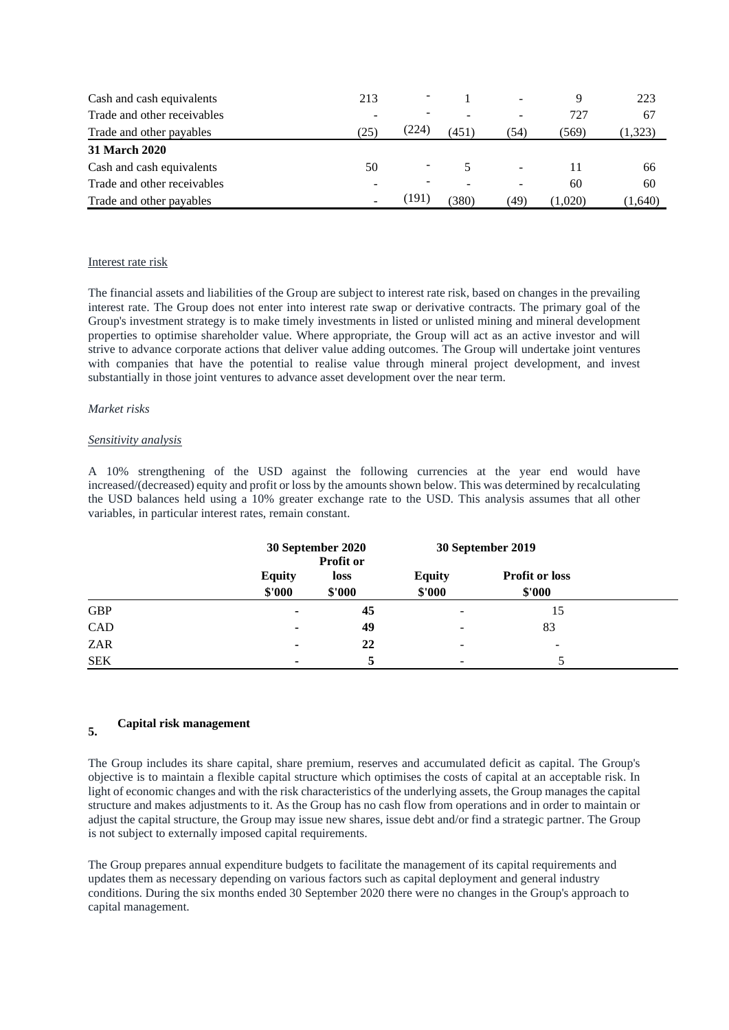| | | | | | | |
|---|---|---|---|---|---|---|
| Cash and cash equivalents | 213 | - | 1 | - | 9 | 223 |
| Trade and other receivables | - | - | - | - | 727 | 67 |
| Trade and other payables | (25) | (224) | (451) | (54) | (569) | (1,323) |
| **31 March 2020** | | | | | | |
| Cash and cash equivalents | 50 | - | 5 | - | 11 | 66 |
| Trade and other receivables | - | - | - | - | 60 | 60 |
| Trade and other payables | - | (191) | (380) | (49) | (1,020) | (1,640) |

Interest rate risk

The financial assets and liabilities of the Group are subject to interest rate risk, based on changes in the prevailing interest rate. The Group does not enter into interest rate swap or derivative contracts. The primary goal of the Group's investment strategy is to make timely investments in listed or unlisted mining and mineral development properties to optimise shareholder value. Where appropriate, the Group will act as an active investor and will strive to advance corporate actions that deliver value adding outcomes. The Group will undertake joint ventures with companies that have the potential to realise value through mineral project development, and invest substantially in those joint ventures to advance asset development over the near term.

*Market risks*

*Sensitivity analysis*

A 10% strengthening of the USD against the following currencies at the year end would have increased/(decreased) equity and profit or loss by the amounts shown below. This was determined by recalculating the USD balances held using a 10% greater exchange rate to the USD. This analysis assumes that all other variables, in particular interest rates, remain constant.

| | **30 September 2020** | | **30 September 2019** | |
|---|---|---|---|---|
| | **Equity** | **Profit or loss** | **Equity** | **Profit or loss** |
| | **$'000** | **$'000** | **$'000** | **$'000** |
| GBP | **-** | **45** | - | 15 |
| CAD | **-** | **49** | - | 83 |
| ZAR | **-** | **22** | - | - |
| SEK | **-** | **5** | - | 5 |

## 5. Capital risk management

The Group includes its share capital, share premium, reserves and accumulated deficit as capital. The Group's objective is to maintain a flexible capital structure which optimises the costs of capital at an acceptable risk. In light of economic changes and with the risk characteristics of the underlying assets, the Group manages the capital structure and makes adjustments to it. As the Group has no cash flow from operations and in order to maintain or adjust the capital structure, the Group may issue new shares, issue debt and/or find a strategic partner. The Group is not subject to externally imposed capital requirements.

The Group prepares annual expenditure budgets to facilitate the management of its capital requirements and updates them as necessary depending on various factors such as capital deployment and general industry conditions. During the six months ended 30 September 2020 there were no changes in the Group's approach to capital management.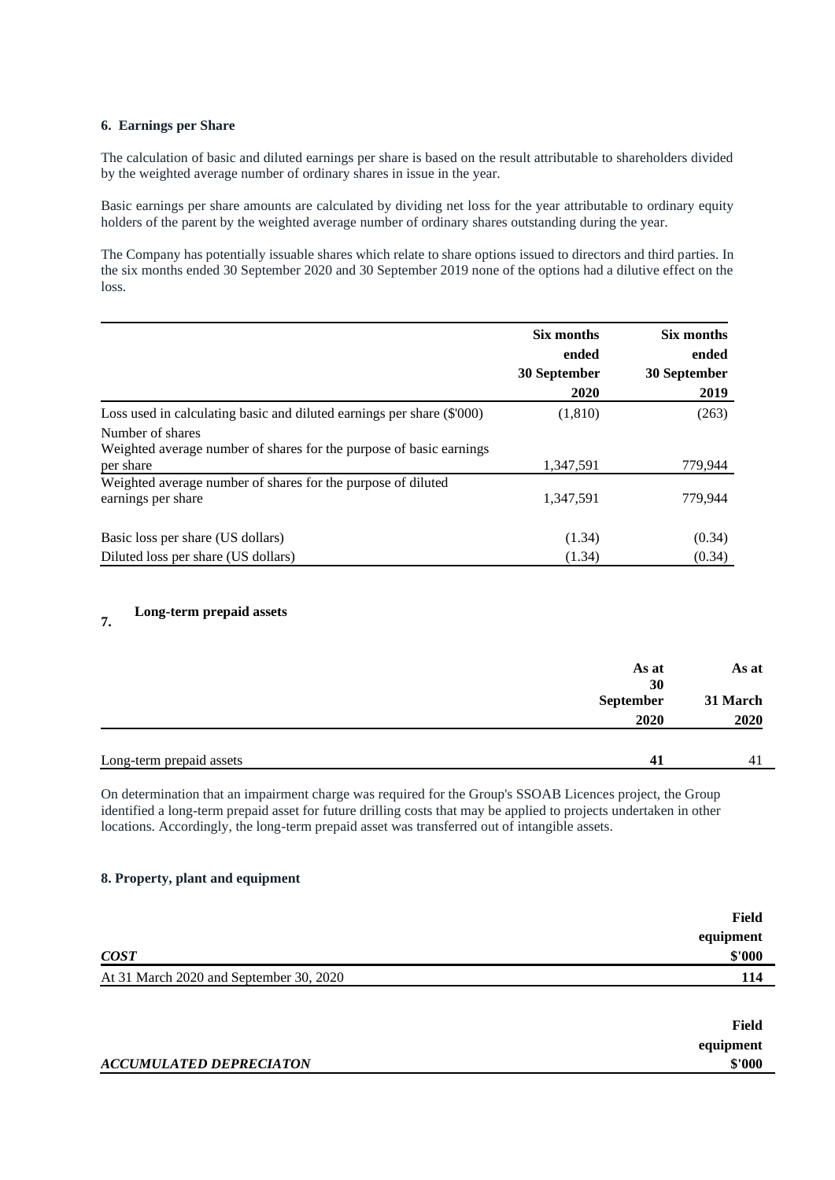### 6. Earnings per Share

The calculation of basic and diluted earnings per share is based on the result attributable to shareholders divided by the weighted average number of ordinary shares in issue in the year.

Basic earnings per share amounts are calculated by dividing net loss for the year attributable to ordinary equity holders of the parent by the weighted average number of ordinary shares outstanding during the year.

The Company has potentially issuable shares which relate to share options issued to directors and third parties. In the six months ended 30 September 2020 and 30 September 2019 none of the options had a dilutive effect on the loss.

| | Six months ended 30 September 2020 | Six months ended 30 September 2019 |
|---|---|---|
| Loss used in calculating basic and diluted earnings per share ($'000) | (1,810) | (263) |
| Number of shares | | |
| Weighted average number of shares for the purpose of basic earnings per share | 1,347,591 | 779,944 |
| Weighted average number of shares for the purpose of diluted earnings per share | 1,347,591 | 779,944 |
| Basic loss per share (US dollars) | (1.34) | (0.34) |
| Diluted loss per share (US dollars) | (1.34) | (0.34) |

### 7. Long-term prepaid assets

| | As at 30 September 2020 | As at 31 March 2020 |
|---|---|---|
| Long-term prepaid assets | **41** | 41 |

On determination that an impairment charge was required for the Group's SSOAB Licences project, the Group identified a long-term prepaid asset for future drilling costs that may be applied to projects undertaken in other locations. Accordingly, the long-term prepaid asset was transferred out of intangible assets.

### 8. Property, plant and equipment

| ***COST*** | **Field equipment $'000** |
|---|---|
| At 31 March 2020 and September 30, 2020 | **114** |

| ***ACCUMULATED DEPRECIATON*** | **Field equipment $'000** |
|---|---|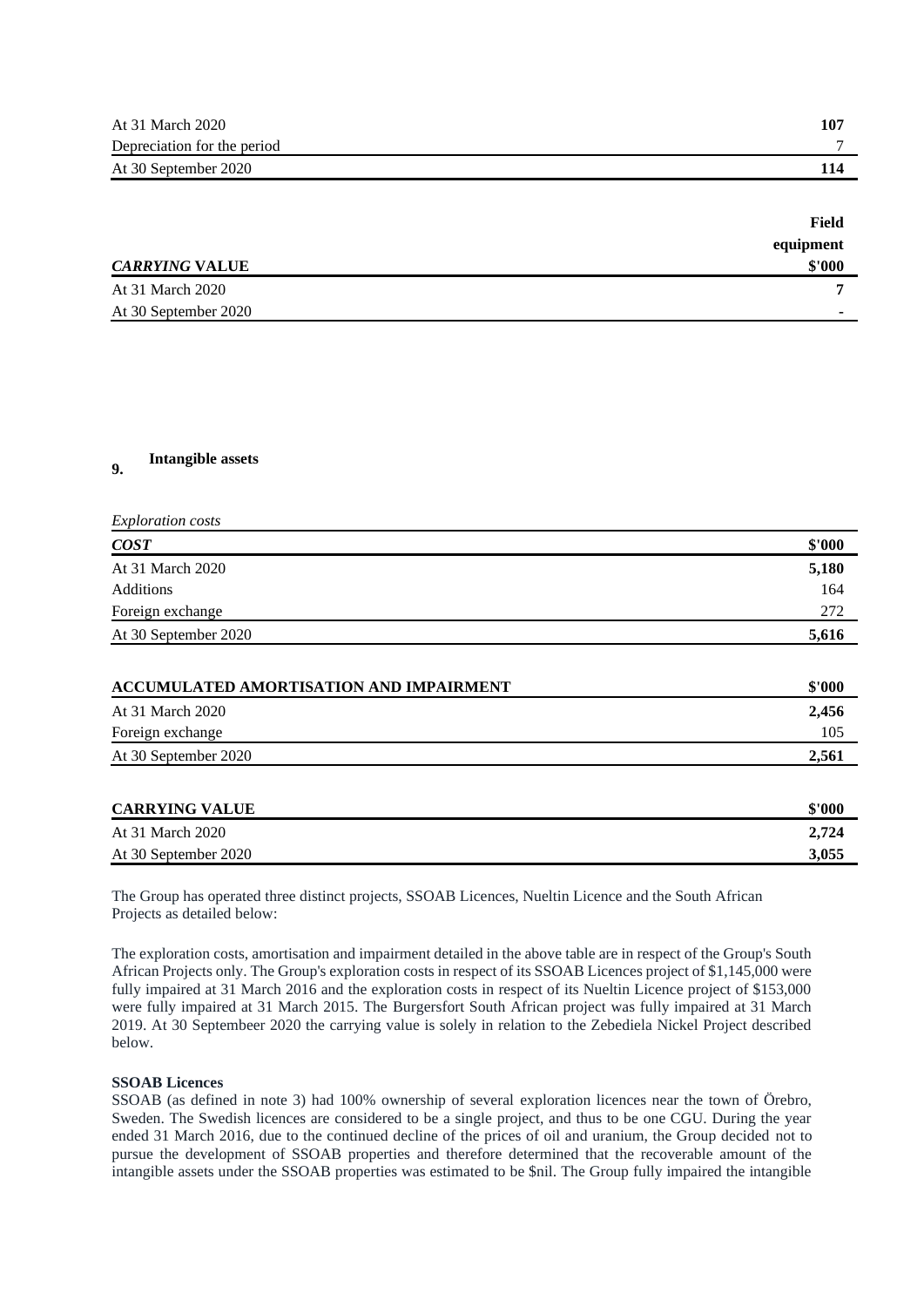| | |
|---|---|
| At 31 March 2020 | **107** |
| Depreciation for the period | 7 |
| At 30 September 2020 | **114** |

| *CARRYING* **VALUE** | **Field equipment $'000** |
|---|---|
| At 31 March 2020 | **7** |
| At 30 September 2020 | - |

## 9. Intangible assets

*Exploration costs*

| ***COST*** | **$'000** |
|---|---|
| At 31 March 2020 | **5,180** |
| Additions | 164 |
| Foreign exchange | 272 |
| At 30 September 2020 | **5,616** |

| **ACCUMULATED AMORTISATION AND IMPAIRMENT** | **$'000** |
|---|---|
| At 31 March 2020 | **2,456** |
| Foreign exchange | 105 |
| At 30 September 2020 | **2,561** |

| **CARRYING VALUE** | **$'000** |
|---|---|
| At 31 March 2020 | **2,724** |
| At 30 September 2020 | **3,055** |

The Group has operated three distinct projects, SSOAB Licences, Nueltin Licence and the South African Projects as detailed below:

The exploration costs, amortisation and impairment detailed in the above table are in respect of the Group's South African Projects only. The Group's exploration costs in respect of its SSOAB Licences project of $1,145,000 were fully impaired at 31 March 2016 and the exploration costs in respect of its Nueltin Licence project of $153,000 were fully impaired at 31 March 2015. The Burgersfort South African project was fully impaired at 31 March 2019. At 30 Septembeer 2020 the carrying value is solely in relation to the Zebediela Nickel Project described below.

**SSOAB Licences**

SSOAB (as defined in note 3) had 100% ownership of several exploration licences near the town of Örebro, Sweden. The Swedish licences are considered to be a single project, and thus to be one CGU. During the year ended 31 March 2016, due to the continued decline of the prices of oil and uranium, the Group decided not to pursue the development of SSOAB properties and therefore determined that the recoverable amount of the intangible assets under the SSOAB properties was estimated to be $nil. The Group fully impaired the intangible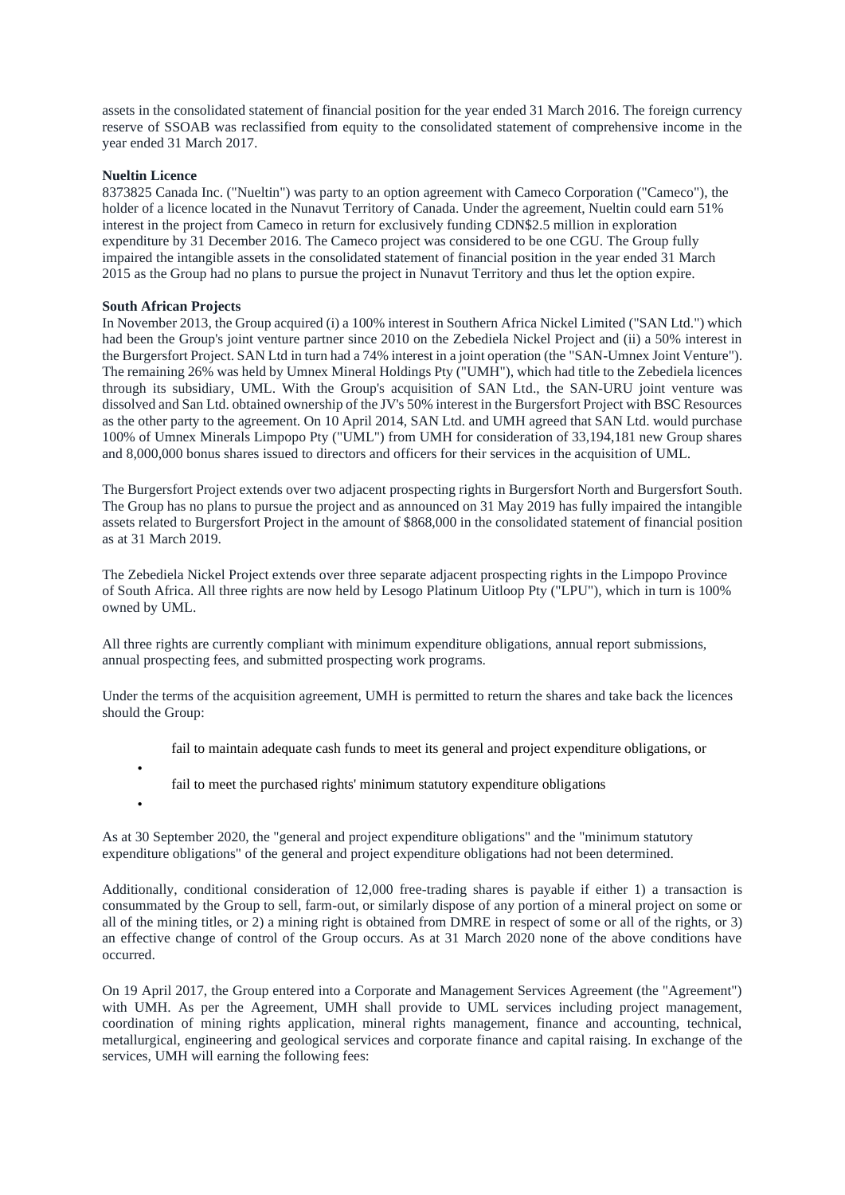assets in the consolidated statement of financial position for the year ended 31 March 2016. The foreign currency reserve of SSOAB was reclassified from equity to the consolidated statement of comprehensive income in the year ended 31 March 2017.

**Nueltin Licence**

8373825 Canada Inc. ("Nueltin") was party to an option agreement with Cameco Corporation ("Cameco"), the holder of a licence located in the Nunavut Territory of Canada. Under the agreement, Nueltin could earn 51% interest in the project from Cameco in return for exclusively funding CDN$2.5 million in exploration expenditure by 31 December 2016. The Cameco project was considered to be one CGU. The Group fully impaired the intangible assets in the consolidated statement of financial position in the year ended 31 March 2015 as the Group had no plans to pursue the project in Nunavut Territory and thus let the option expire.

**South African Projects**

In November 2013, the Group acquired (i) a 100% interest in Southern Africa Nickel Limited ("SAN Ltd.") which had been the Group's joint venture partner since 2010 on the Zebediela Nickel Project and (ii) a 50% interest in the Burgersfort Project. SAN Ltd in turn had a 74% interest in a joint operation (the "SAN-Umnex Joint Venture"). The remaining 26% was held by Umnex Mineral Holdings Pty ("UMH"), which had title to the Zebediela licences through its subsidiary, UML. With the Group's acquisition of SAN Ltd., the SAN-URU joint venture was dissolved and San Ltd. obtained ownership of the JV's 50% interest in the Burgersfort Project with BSC Resources as the other party to the agreement. On 10 April 2014, SAN Ltd. and UMH agreed that SAN Ltd. would purchase 100% of Umnex Minerals Limpopo Pty ("UML") from UMH for consideration of 33,194,181 new Group shares and 8,000,000 bonus shares issued to directors and officers for their services in the acquisition of UML.

The Burgersfort Project extends over two adjacent prospecting rights in Burgersfort North and Burgersfort South. The Group has no plans to pursue the project and as announced on 31 May 2019 has fully impaired the intangible assets related to Burgersfort Project in the amount of $868,000 in the consolidated statement of financial position as at 31 March 2019.

The Zebediela Nickel Project extends over three separate adjacent prospecting rights in the Limpopo Province of South Africa. All three rights are now held by Lesogo Platinum Uitloop Pty ("LPU"), which in turn is 100% owned by UML.

All three rights are currently compliant with minimum expenditure obligations, annual report submissions, annual prospecting fees, and submitted prospecting work programs.

Under the terms of the acquisition agreement, UMH is permitted to return the shares and take back the licences should the Group:

- fail to maintain adequate cash funds to meet its general and project expenditure obligations, or
- fail to meet the purchased rights' minimum statutory expenditure obligations

As at 30 September 2020, the "general and project expenditure obligations" and the "minimum statutory expenditure obligations" of the general and project expenditure obligations had not been determined.

Additionally, conditional consideration of 12,000 free-trading shares is payable if either 1) a transaction is consummated by the Group to sell, farm-out, or similarly dispose of any portion of a mineral project on some or all of the mining titles, or 2) a mining right is obtained from DMRE in respect of some or all of the rights, or 3) an effective change of control of the Group occurs. As at 31 March 2020 none of the above conditions have occurred.

On 19 April 2017, the Group entered into a Corporate and Management Services Agreement (the "Agreement") with UMH. As per the Agreement, UMH shall provide to UML services including project management, coordination of mining rights application, mineral rights management, finance and accounting, technical, metallurgical, engineering and geological services and corporate finance and capital raising. In exchange of the services, UMH will earning the following fees: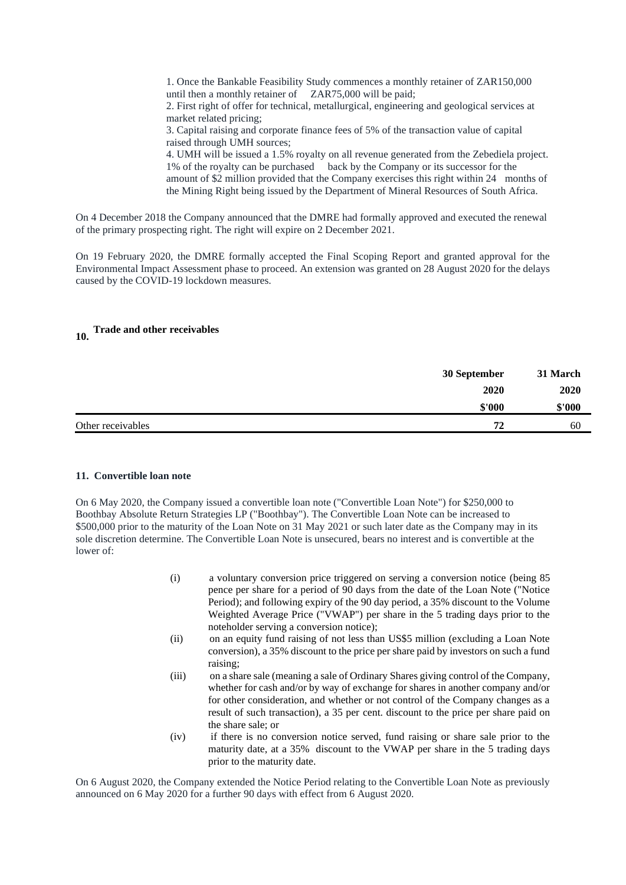1. Once the Bankable Feasibility Study commences a monthly retainer of ZAR150,000 until then a monthly retainer of ZAR75,000 will be paid;
2. First right of offer for technical, metallurgical, engineering and geological services at market related pricing;
3. Capital raising and corporate finance fees of 5% of the transaction value of capital raised through UMH sources;
4. UMH will be issued a 1.5% royalty on all revenue generated from the Zebediela project. 1% of the royalty can be purchased back by the Company or its successor for the amount of $2 million provided that the Company exercises this right within 24 months of the Mining Right being issued by the Department of Mineral Resources of South Africa.

On 4 December 2018 the Company announced that the DMRE had formally approved and executed the renewal of the primary prospecting right. The right will expire on 2 December 2021.

On 19 February 2020, the DMRE formally accepted the Final Scoping Report and granted approval for the Environmental Impact Assessment phase to proceed. An extension was granted on 28 August 2020 for the delays caused by the COVID-19 lockdown measures.

## 10. Trade and other receivables

| | 30 September 2020 $'000 | 31 March 2020 $'000 |
|---|---|---|
| Other receivables | **72** | 60 |

## 11. Convertible loan note

On 6 May 2020, the Company issued a convertible loan note ("Convertible Loan Note") for $250,000 to Boothbay Absolute Return Strategies LP ("Boothbay"). The Convertible Loan Note can be increased to $500,000 prior to the maturity of the Loan Note on 31 May 2021 or such later date as the Company may in its sole discretion determine. The Convertible Loan Note is unsecured, bears no interest and is convertible at the lower of:

(i) a voluntary conversion price triggered on serving a conversion notice (being 85 pence per share for a period of 90 days from the date of the Loan Note ("Notice Period); and following expiry of the 90 day period, a 35% discount to the Volume Weighted Average Price ("VWAP") per share in the 5 trading days prior to the noteholder serving a conversion notice);

(ii) on an equity fund raising of not less than US$5 million (excluding a Loan Note conversion), a 35% discount to the price per share paid by investors on such a fund raising;

(iii) on a share sale (meaning a sale of Ordinary Shares giving control of the Company, whether for cash and/or by way of exchange for shares in another company and/or for other consideration, and whether or not control of the Company changes as a result of such transaction), a 35 per cent. discount to the price per share paid on the share sale; or

(iv) if there is no conversion notice served, fund raising or share sale prior to the maturity date, at a 35% discount to the VWAP per share in the 5 trading days prior to the maturity date.

On 6 August 2020, the Company extended the Notice Period relating to the Convertible Loan Note as previously announced on 6 May 2020 for a further 90 days with effect from 6 August 2020.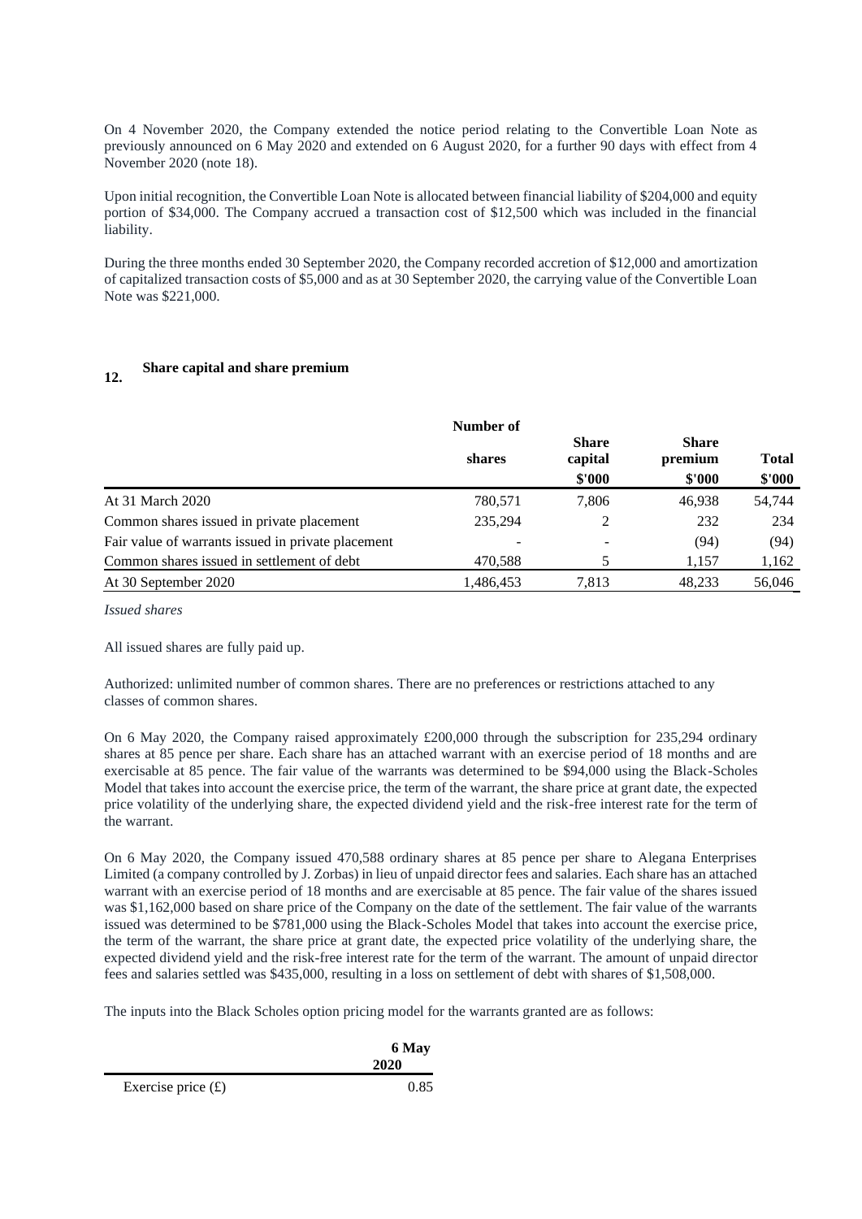On 4 November 2020, the Company extended the notice period relating to the Convertible Loan Note as previously announced on 6 May 2020 and extended on 6 August 2020, for a further 90 days with effect from 4 November 2020 (note 18).

Upon initial recognition, the Convertible Loan Note is allocated between financial liability of $204,000 and equity portion of $34,000. The Company accrued a transaction cost of $12,500 which was included in the financial liability.

During the three months ended 30 September 2020, the Company recorded accretion of $12,000 and amortization of capitalized transaction costs of $5,000 and as at 30 September 2020, the carrying value of the Convertible Loan Note was $221,000.

## 12. Share capital and share premium

| | Number of shares | Share capital $'000 | Share premium $'000 | Total $'000 |
|---|---|---|---|---|
| At 31 March 2020 | 780,571 | 7,806 | 46,938 | 54,744 |
| Common shares issued in private placement | 235,294 | 2 | 232 | 234 |
| Fair value of warrants issued in private placement | - | - | (94) | (94) |
| Common shares issued in settlement of debt | 470,588 | 5 | 1,157 | 1,162 |
| At 30 September 2020 | 1,486,453 | 7,813 | 48,233 | 56,046 |

*Issued shares*

All issued shares are fully paid up.

Authorized: unlimited number of common shares. There are no preferences or restrictions attached to any classes of common shares.

On 6 May 2020, the Company raised approximately £200,000 through the subscription for 235,294 ordinary shares at 85 pence per share. Each share has an attached warrant with an exercise period of 18 months and are exercisable at 85 pence. The fair value of the warrants was determined to be $94,000 using the Black-Scholes Model that takes into account the exercise price, the term of the warrant, the share price at grant date, the expected price volatility of the underlying share, the expected dividend yield and the risk-free interest rate for the term of the warrant.

On 6 May 2020, the Company issued 470,588 ordinary shares at 85 pence per share to Alegana Enterprises Limited (a company controlled by J. Zorbas) in lieu of unpaid director fees and salaries. Each share has an attached warrant with an exercise period of 18 months and are exercisable at 85 pence. The fair value of the shares issued was $1,162,000 based on share price of the Company on the date of the settlement. The fair value of the warrants issued was determined to be $781,000 using the Black-Scholes Model that takes into account the exercise price, the term of the warrant, the share price at grant date, the expected price volatility of the underlying share, the expected dividend yield and the risk-free interest rate for the term of the warrant. The amount of unpaid director fees and salaries settled was $435,000, resulting in a loss on settlement of debt with shares of $1,508,000.

The inputs into the Black Scholes option pricing model for the warrants granted are as follows:

| | 6 May 2020 |
|---|---|
| Exercise price (£) | 0.85 |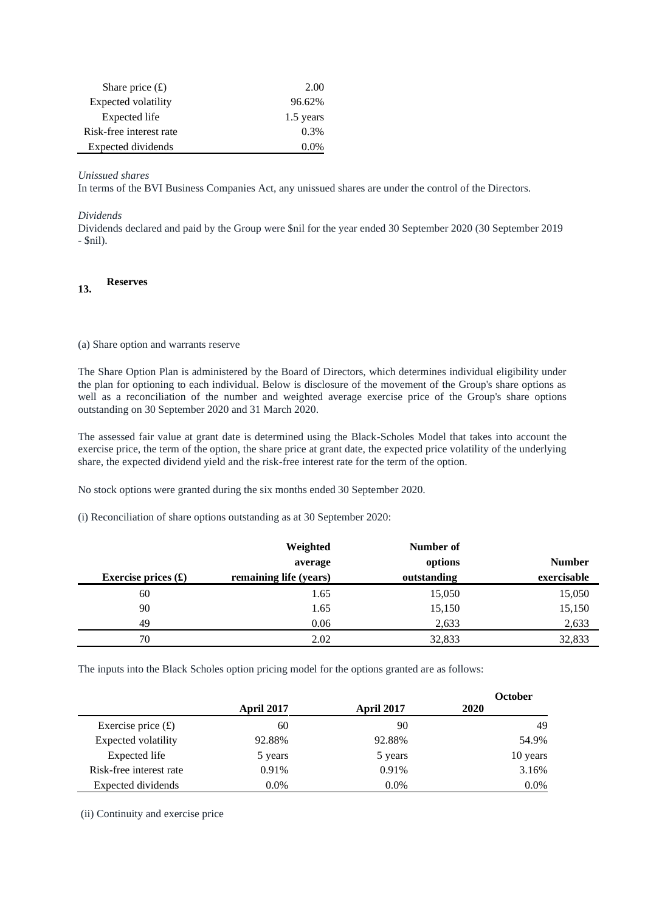| | |
|---|---|
| Share price (£) | 2.00 |
| Expected volatility | 96.62% |
| Expected life | 1.5 years |
| Risk-free interest rate | 0.3% |
| Expected dividends | 0.0% |

*Unissued shares*

In terms of the BVI Business Companies Act, any unissued shares are under the control of the Directors.

*Dividends*

Dividends declared and paid by the Group were $nil for the year ended 30 September 2020 (30 September 2019 - $nil).

## 13. Reserves

(a) Share option and warrants reserve

The Share Option Plan is administered by the Board of Directors, which determines individual eligibility under the plan for optioning to each individual. Below is disclosure of the movement of the Group's share options as well as a reconciliation of the number and weighted average exercise price of the Group's share options outstanding on 30 September 2020 and 31 March 2020.

The assessed fair value at grant date is determined using the Black-Scholes Model that takes into account the exercise price, the term of the option, the share price at grant date, the expected price volatility of the underlying share, the expected dividend yield and the risk-free interest rate for the term of the option.

No stock options were granted during the six months ended 30 September 2020.

(i) Reconciliation of share options outstanding as at 30 September 2020:

| Exercise prices (£) | Weighted average remaining life (years) | Number of options outstanding | Number exercisable |
|---|---|---|---|
| 60 | 1.65 | 15,050 | 15,050 |
| 90 | 1.65 | 15,150 | 15,150 |
| 49 | 0.06 | 2,633 | 2,633 |
| 70 | 2.02 | 32,833 | 32,833 |

The inputs into the Black Scholes option pricing model for the options granted are as follows:

| | April 2017 | April 2017 | October 2020 |
|---|---|---|---|
| Exercise price (£) | 60 | 90 | 49 |
| Expected volatility | 92.88% | 92.88% | 54.9% |
| Expected life | 5 years | 5 years | 10 years |
| Risk-free interest rate | 0.91% | 0.91% | 3.16% |
| Expected dividends | 0.0% | 0.0% | 0.0% |

(ii) Continuity and exercise price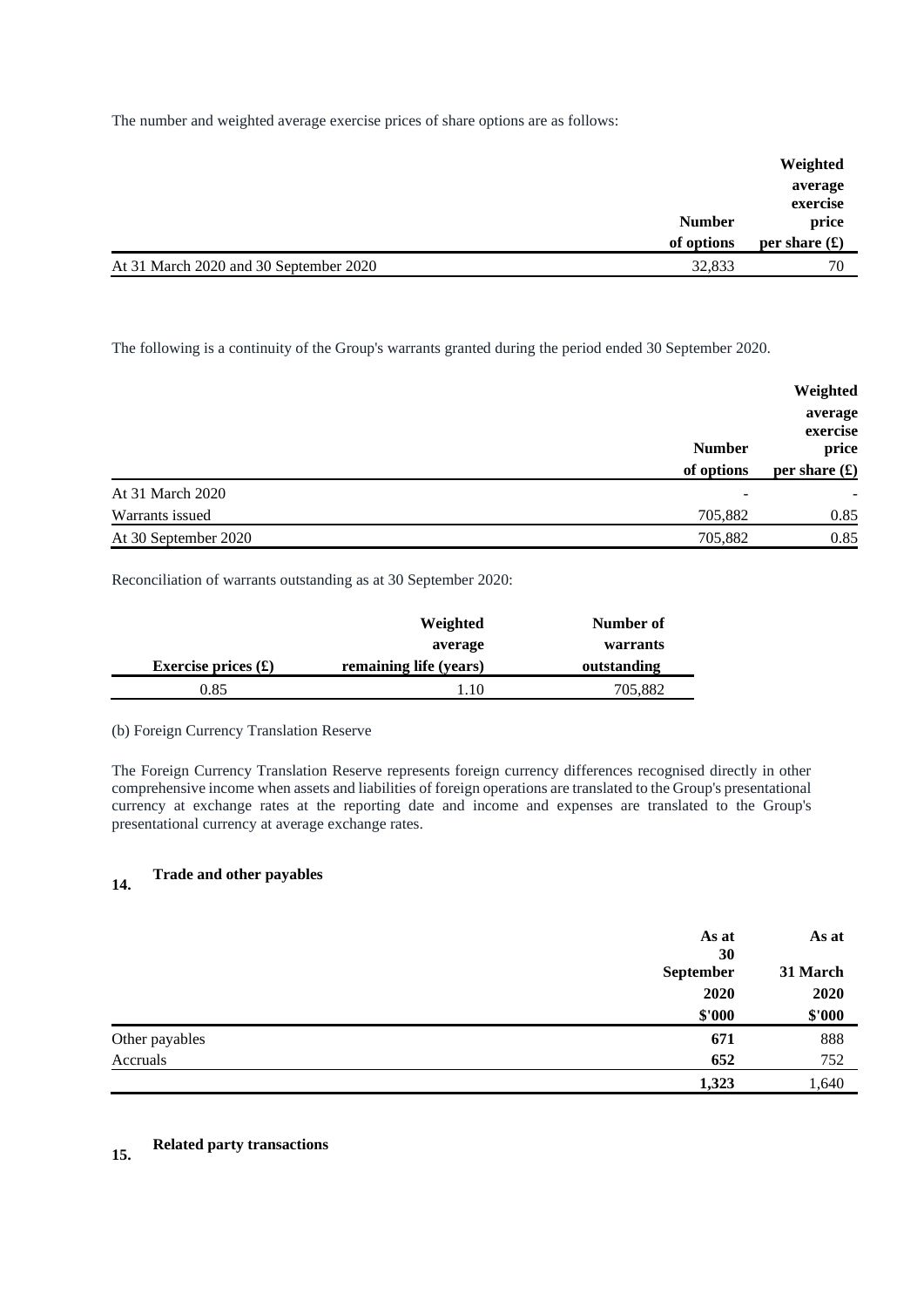The number and weighted average exercise prices of share options are as follows:

| | Number of options | Weighted average exercise price per share (£) |
|---|---|---|
| At 31 March 2020 and 30 September 2020 | 32,833 | 70 |

The following is a continuity of the Group's warrants granted during the period ended 30 September 2020.

| | Number of options | Weighted average exercise price per share (£) |
|---|---|---|
| At 31 March 2020 | - | - |
| Warrants issued | 705,882 | 0.85 |
| At 30 September 2020 | 705,882 | 0.85 |

Reconciliation of warrants outstanding as at 30 September 2020:

| Exercise prices (£) | Weighted average remaining life (years) | Number of warrants outstanding |
|---|---|---|
| 0.85 | 1.10 | 705,882 |

(b) Foreign Currency Translation Reserve

The Foreign Currency Translation Reserve represents foreign currency differences recognised directly in other comprehensive income when assets and liabilities of foreign operations are translated to the Group's presentational currency at exchange rates at the reporting date and income and expenses are translated to the Group's presentational currency at average exchange rates.

## 14. Trade and other payables

| | As at 30 September 2020 $'000 | As at 31 March 2020 $'000 |
|---|---|---|
| Other payables | **671** | 888 |
| Accruals | **652** | 752 |
| | **1,323** | 1,640 |

## 15. Related party transactions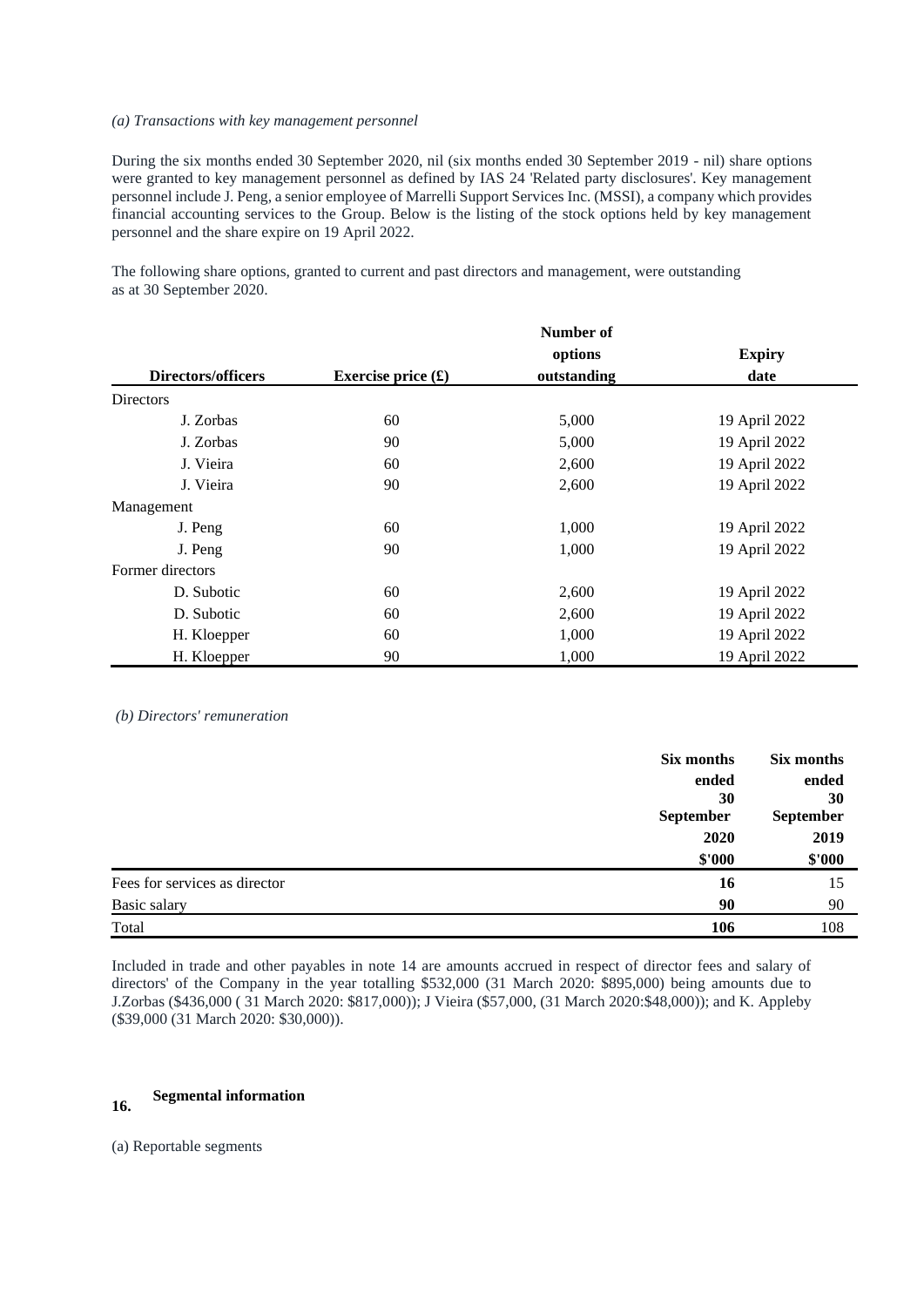*(a) Transactions with key management personnel*

During the six months ended 30 September 2020, nil (six months ended 30 September 2019 - nil) share options were granted to key management personnel as defined by IAS 24 'Related party disclosures'. Key management personnel include J. Peng, a senior employee of Marrelli Support Services Inc. (MSSI), a company which provides financial accounting services to the Group. Below is the listing of the stock options held by key management personnel and the share expire on 19 April 2022.

The following share options, granted to current and past directors and management, were outstanding as at 30 September 2020.

| Directors/officers | Exercise price (£) | Number of options outstanding | Expiry date |
|---|---|---|---|
| Directors | | | |
| J. Zorbas | 60 | 5,000 | 19 April 2022 |
| J. Zorbas | 90 | 5,000 | 19 April 2022 |
| J. Vieira | 60 | 2,600 | 19 April 2022 |
| J. Vieira | 90 | 2,600 | 19 April 2022 |
| Management | | | |
| J. Peng | 60 | 1,000 | 19 April 2022 |
| J. Peng | 90 | 1,000 | 19 April 2022 |
| Former directors | | | |
| D. Subotic | 60 | 2,600 | 19 April 2022 |
| D. Subotic | 60 | 2,600 | 19 April 2022 |
| H. Kloepper | 60 | 1,000 | 19 April 2022 |
| H. Kloepper | 90 | 1,000 | 19 April 2022 |

*(b) Directors' remuneration*

| | Six months ended 30 September 2020 $'000 | Six months ended 30 September 2019 $'000 |
|---|---|---|
| Fees for services as director | **16** | 15 |
| Basic salary | **90** | 90 |
| Total | **106** | 108 |

Included in trade and other payables in note 14 are amounts accrued in respect of director fees and salary of directors' of the Company in the year totalling $532,000 (31 March 2020: $895,000) being amounts due to J.Zorbas ($436,000 ( 31 March 2020: $817,000)); J Vieira ($57,000, (31 March 2020:$48,000)); and K. Appleby ($39,000 (31 March 2020: $30,000)).

## 16. Segmental information

(a) Reportable segments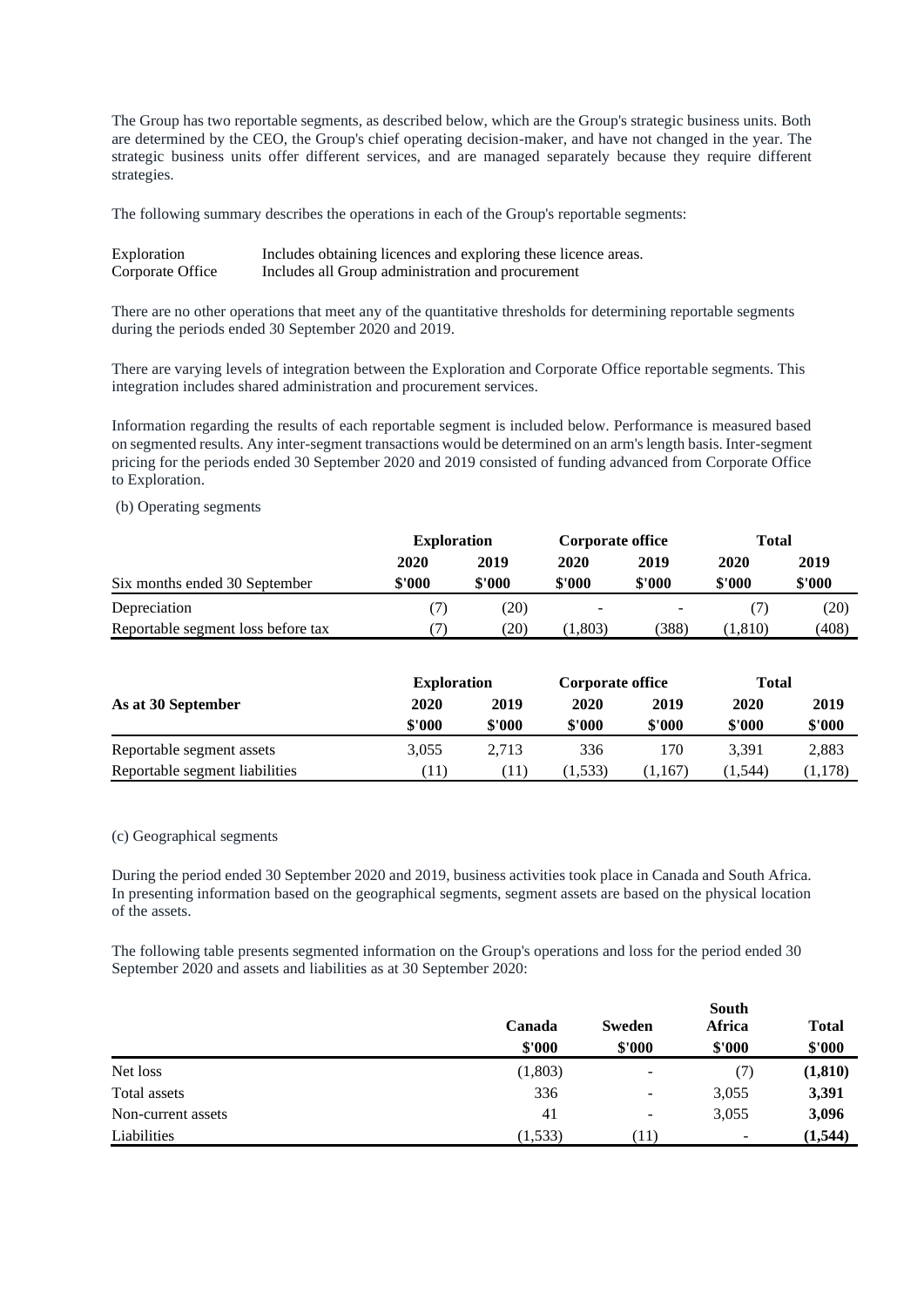The Group has two reportable segments, as described below, which are the Group's strategic business units. Both are determined by the CEO, the Group's chief operating decision-maker, and have not changed in the year. The strategic business units offer different services, and are managed separately because they require different strategies.

The following summary describes the operations in each of the Group's reportable segments:

| | |
|---|---|
| Exploration | Includes obtaining licences and exploring these licence areas. |
| Corporate Office | Includes all Group administration and procurement |

There are no other operations that meet any of the quantitative thresholds for determining reportable segments during the periods ended 30 September 2020 and 2019.

There are varying levels of integration between the Exploration and Corporate Office reportable segments. This integration includes shared administration and procurement services.

Information regarding the results of each reportable segment is included below. Performance is measured based on segmented results. Any inter-segment transactions would be determined on an arm's length basis. Inter-segment pricing for the periods ended 30 September 2020 and 2019 consisted of funding advanced from Corporate Office to Exploration.

(b) Operating segments

| | Exploration | | Corporate office | | Total | |
|---|---|---|---|---|---|---|
| | 2020 | 2019 | 2020 | 2019 | 2020 | 2019 |
| Six months ended 30 September | $'000 | $'000 | $'000 | $'000 | $'000 | $'000 |
| Depreciation | (7) | (20) | - | - | (7) | (20) |
| Reportable segment loss before tax | (7) | (20) | (1,803) | (388) | (1,810) | (408) |

| | Exploration | | Corporate office | | Total | |
|---|---|---|---|---|---|---|
| **As at 30 September** | 2020 | 2019 | 2020 | 2019 | 2020 | 2019 |
| | $'000 | $'000 | $'000 | $'000 | $'000 | $'000 |
| Reportable segment assets | 3,055 | 2,713 | 336 | 170 | 3,391 | 2,883 |
| Reportable segment liabilities | (11) | (11) | (1,533) | (1,167) | (1,544) | (1,178) |

(c) Geographical segments

During the period ended 30 September 2020 and 2019, business activities took place in Canada and South Africa. In presenting information based on the geographical segments, segment assets are based on the physical location of the assets.

The following table presents segmented information on the Group's operations and loss for the period ended 30 September 2020 and assets and liabilities as at 30 September 2020:

| | Canada | Sweden | South Africa | Total |
|---|---|---|---|---|
| | $'000 | $'000 | $'000 | $'000 |
| Net loss | (1,803) | - | (7) | **(1,810)** |
| Total assets | 336 | - | 3,055 | **3,391** |
| Non-current assets | 41 | - | 3,055 | **3,096** |
| Liabilities | (1,533) | (11) | - | **(1,544)** |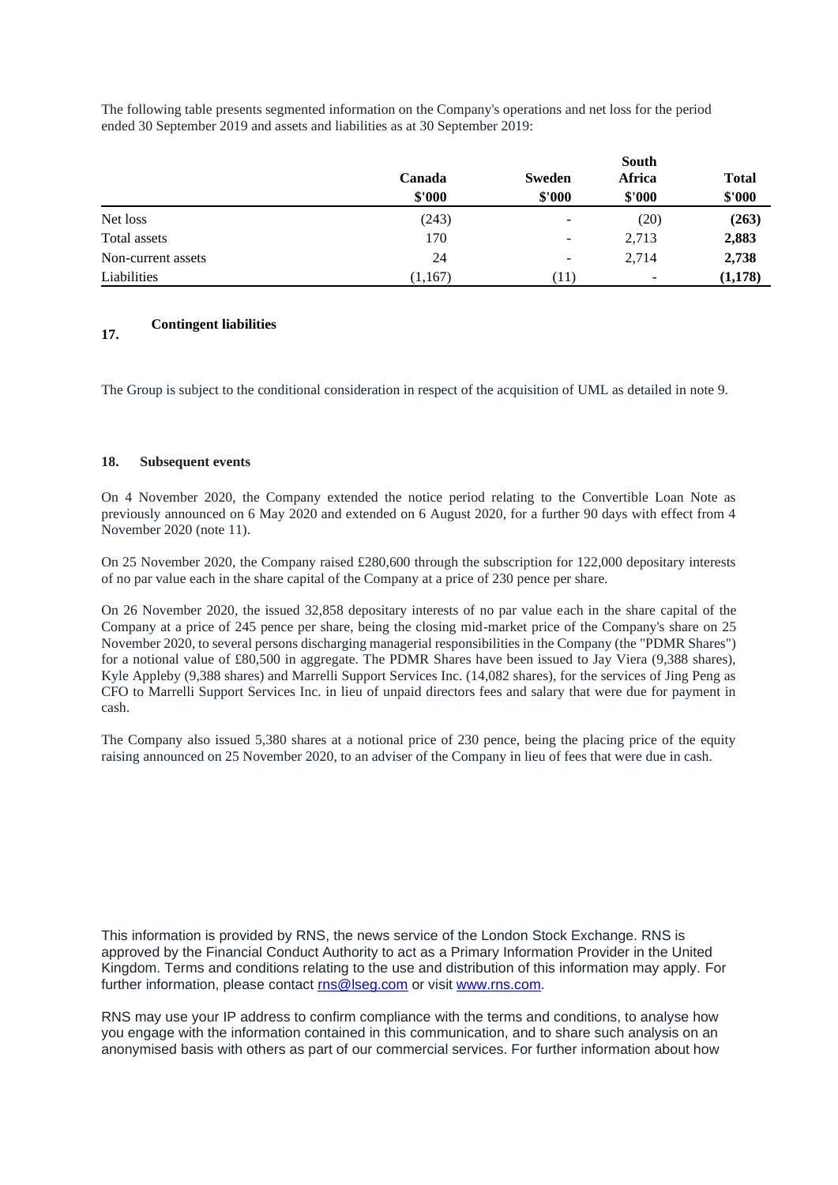The following table presents segmented information on the Company's operations and net loss for the period ended 30 September 2019 and assets and liabilities as at 30 September 2019:

| | Canada | Sweden | South Africa | Total |
|---|---|---|---|---|
| | $'000 | $'000 | $'000 | $'000 |
| Net loss | (243) | - | (20) | **(263)** |
| Total assets | 170 | - | 2,713 | **2,883** |
| Non-current assets | 24 | - | 2,714 | **2,738** |
| Liabilities | (1,167) | (11) | - | **(1,178)** |

**17. Contingent liabilities**

The Group is subject to the conditional consideration in respect of the acquisition of UML as detailed in note 9.

**18. Subsequent events**

On 4 November 2020, the Company extended the notice period relating to the Convertible Loan Note as previously announced on 6 May 2020 and extended on 6 August 2020, for a further 90 days with effect from 4 November 2020 (note 11).

On 25 November 2020, the Company raised £280,600 through the subscription for 122,000 depositary interests of no par value each in the share capital of the Company at a price of 230 pence per share.

On 26 November 2020, the issued 32,858 depositary interests of no par value each in the share capital of the Company at a price of 245 pence per share, being the closing mid-market price of the Company's share on 25 November 2020, to several persons discharging managerial responsibilities in the Company (the "PDMR Shares") for a notional value of £80,500 in aggregate. The PDMR Shares have been issued to Jay Viera (9,388 shares), Kyle Appleby (9,388 shares) and Marrelli Support Services Inc. (14,082 shares), for the services of Jing Peng as CFO to Marrelli Support Services Inc. in lieu of unpaid directors fees and salary that were due for payment in cash.

The Company also issued 5,380 shares at a notional price of 230 pence, being the placing price of the equity raising announced on 25 November 2020, to an adviser of the Company in lieu of fees that were due in cash.

This information is provided by RNS, the news service of the London Stock Exchange. RNS is approved by the Financial Conduct Authority to act as a Primary Information Provider in the United Kingdom. Terms and conditions relating to the use and distribution of this information may apply. For further information, please contact rns@lseg.com or visit www.rns.com.

RNS may use your IP address to confirm compliance with the terms and conditions, to analyse how you engage with the information contained in this communication, and to share such analysis on an anonymised basis with others as part of our commercial services. For further information about how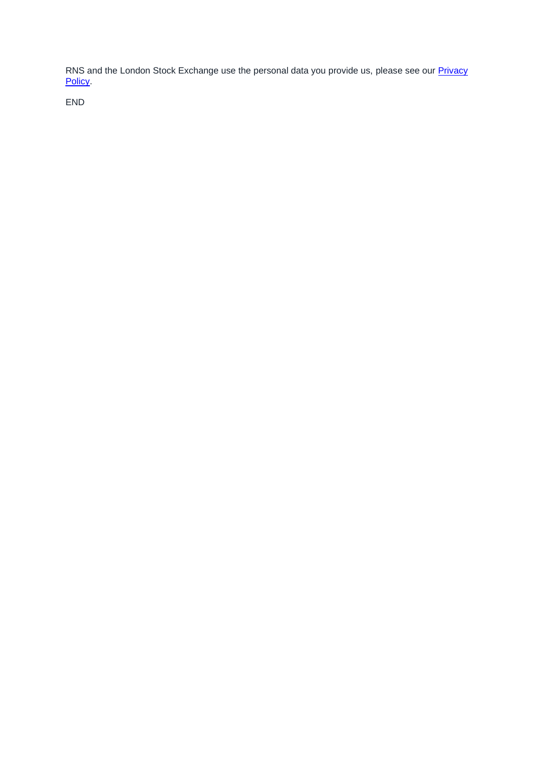RNS and the London Stock Exchange use the personal data you provide us, please see our [Privacy Policy].

END